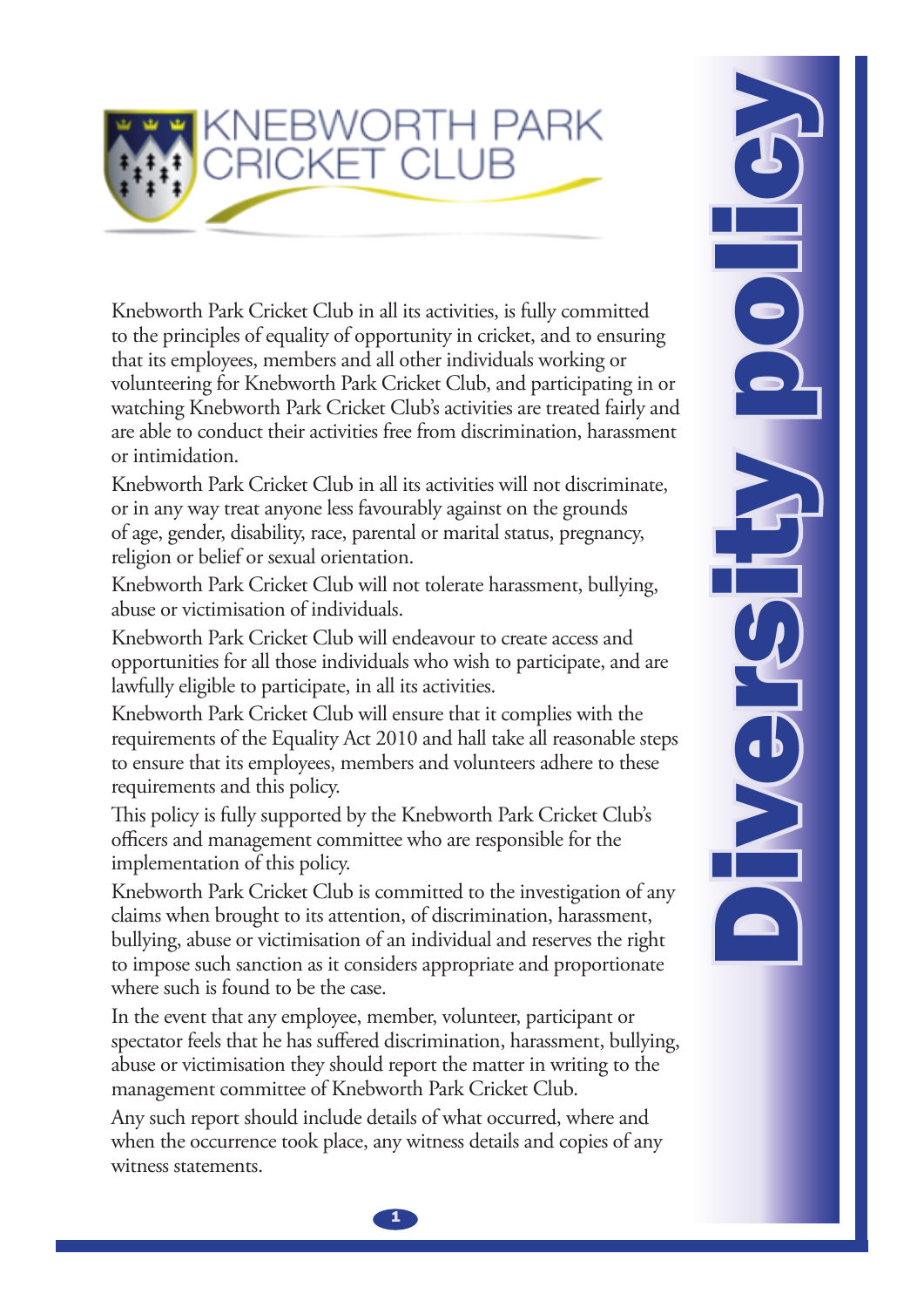# KNEBWORTH PARK CRICKET CLUB

# Diversity policy

Knebworth Park Cricket Club in all its activities, is fully committed to the principles of equality of opportunity in cricket, and to ensuring that its employees, members and all other individuals working or volunteering for Knebworth Park Cricket Club, and participating in or watching Knebworth Park Cricket Club's activities are treated fairly and are able to conduct their activities free from discrimination, harassment or intimidation.

Knebworth Park Cricket Club in all its activities will not discriminate, or in any way treat anyone less favourably against on the grounds of age, gender, disability, race, parental or marital status, pregnancy, religion or belief or sexual orientation.

Knebworth Park Cricket Club will not tolerate harassment, bullying, abuse or victimisation of individuals.

Knebworth Park Cricket Club will endeavour to create access and opportunities for all those individuals who wish to participate, and are lawfully eligible to participate, in all its activities.

Knebworth Park Cricket Club will ensure that it complies with the requirements of the Equality Act 2010 and hall take all reasonable steps to ensure that its employees, members and volunteers adhere to these requirements and this policy.

This policy is fully supported by the Knebworth Park Cricket Club's officers and management committee who are responsible for the implementation of this policy.

Knebworth Park Cricket Club is committed to the investigation of any claims when brought to its attention, of discrimination, harassment, bullying, abuse or victimisation of an individual and reserves the right to impose such sanction as it considers appropriate and proportionate where such is found to be the case.

In the event that any employee, member, volunteer, participant or spectator feels that he has suffered discrimination, harassment, bullying, abuse or victimisation they should report the matter in writing to the management committee of Knebworth Park Cricket Club.

Any such report should include details of what occurred, where and when the occurrence took place, any witness details and copies of any witness statements.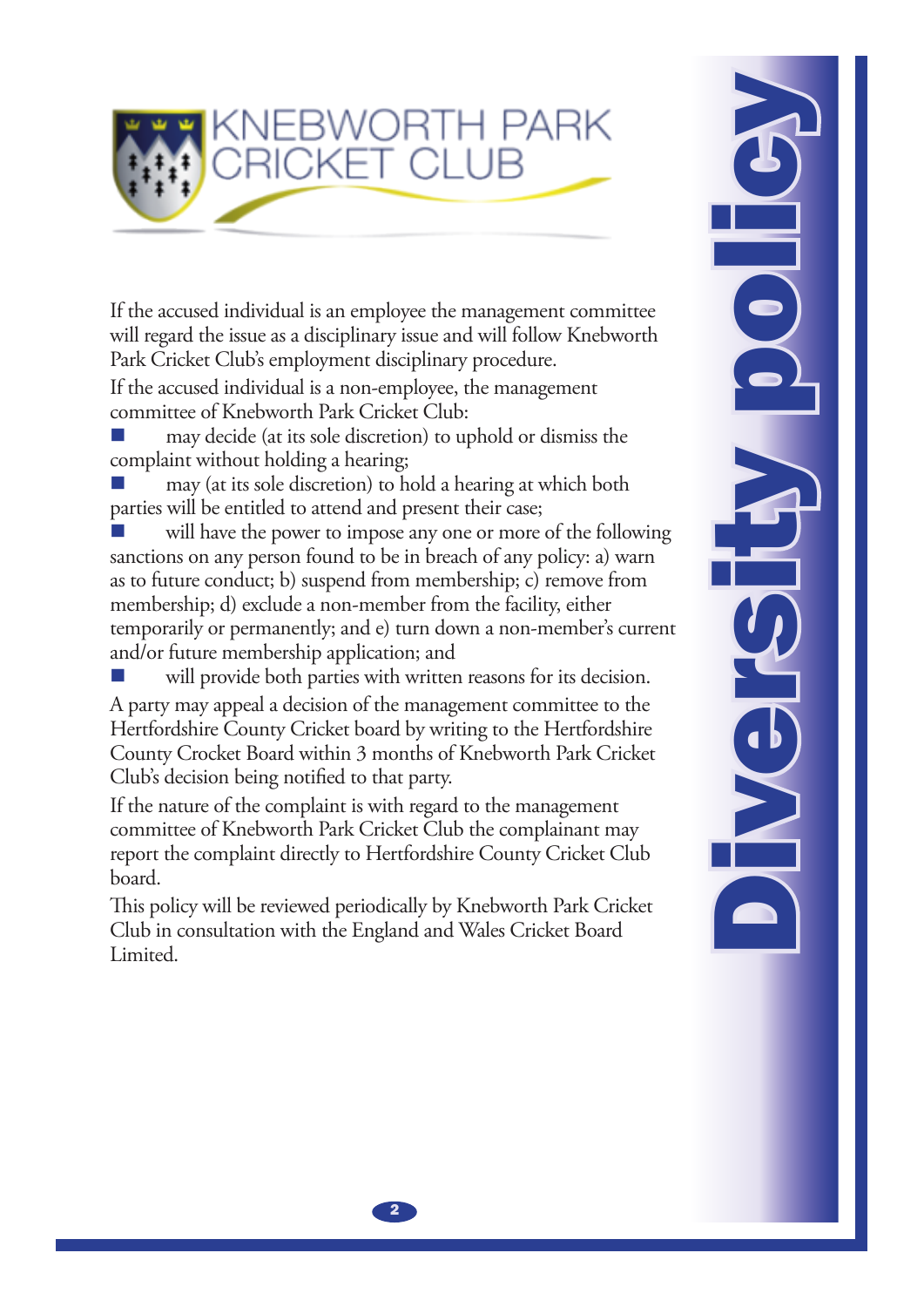KNEBWORTH PARK CRICKET CLUB

# Diversity policy

If the accused individual is an employee the management committee will regard the issue as a disciplinary issue and will follow Knebworth Park Cricket Club's employment disciplinary procedure.

If the accused individual is a non-employee, the management committee of Knebworth Park Cricket Club:

- may decide (at its sole discretion) to uphold or dismiss the complaint without holding a hearing;
- may (at its sole discretion) to hold a hearing at which both parties will be entitled to attend and present their case;
- will have the power to impose any one or more of the following sanctions on any person found to be in breach of any policy: a) warn as to future conduct; b) suspend from membership; c) remove from membership; d) exclude a non-member from the facility, either temporarily or permanently; and e) turn down a non-member's current and/or future membership application; and
- will provide both parties with written reasons for its decision.

A party may appeal a decision of the management committee to the Hertfordshire County Cricket board by writing to the Hertfordshire County Crocket Board within 3 months of Knebworth Park Cricket Club's decision being notified to that party.

If the nature of the complaint is with regard to the management committee of Knebworth Park Cricket Club the complainant may report the complaint directly to Hertfordshire County Cricket Club board.

This policy will be reviewed periodically by Knebworth Park Cricket Club in consultation with the England and Wales Cricket Board Limited.